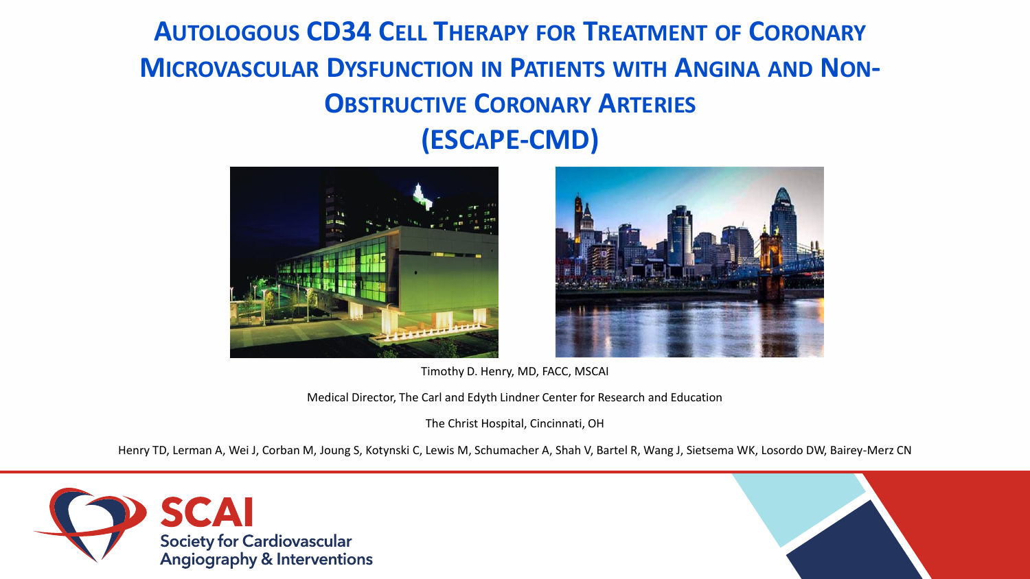# AUTOLOGOUS CD34 CELL THERAPY FOR TREATMENT OF CORONARY MICROVASCULAR DYSFUNCTION IN PATIENTS WITH ANGINA AND NON-OBSTRUCTIVE CORONARY ARTERIES

# (ESCaPE-CMD)

Timothy D. Henry, MD, FACC, MSCAI

Medical Director, The Carl and Edyth Lindner Center for Research and Education

The Christ Hospital, Cincinnati, OH

Henry TD, Lerman A, Wei J, Corban M, Joung S, Kotynski C, Lewis M, Schumacher A, Shah V, Bartel R, Wang J, Sietsema WK, Losordo DW, Bairey-Merz CN

SCAI
Society for Cardiovascular Angiography & Interventions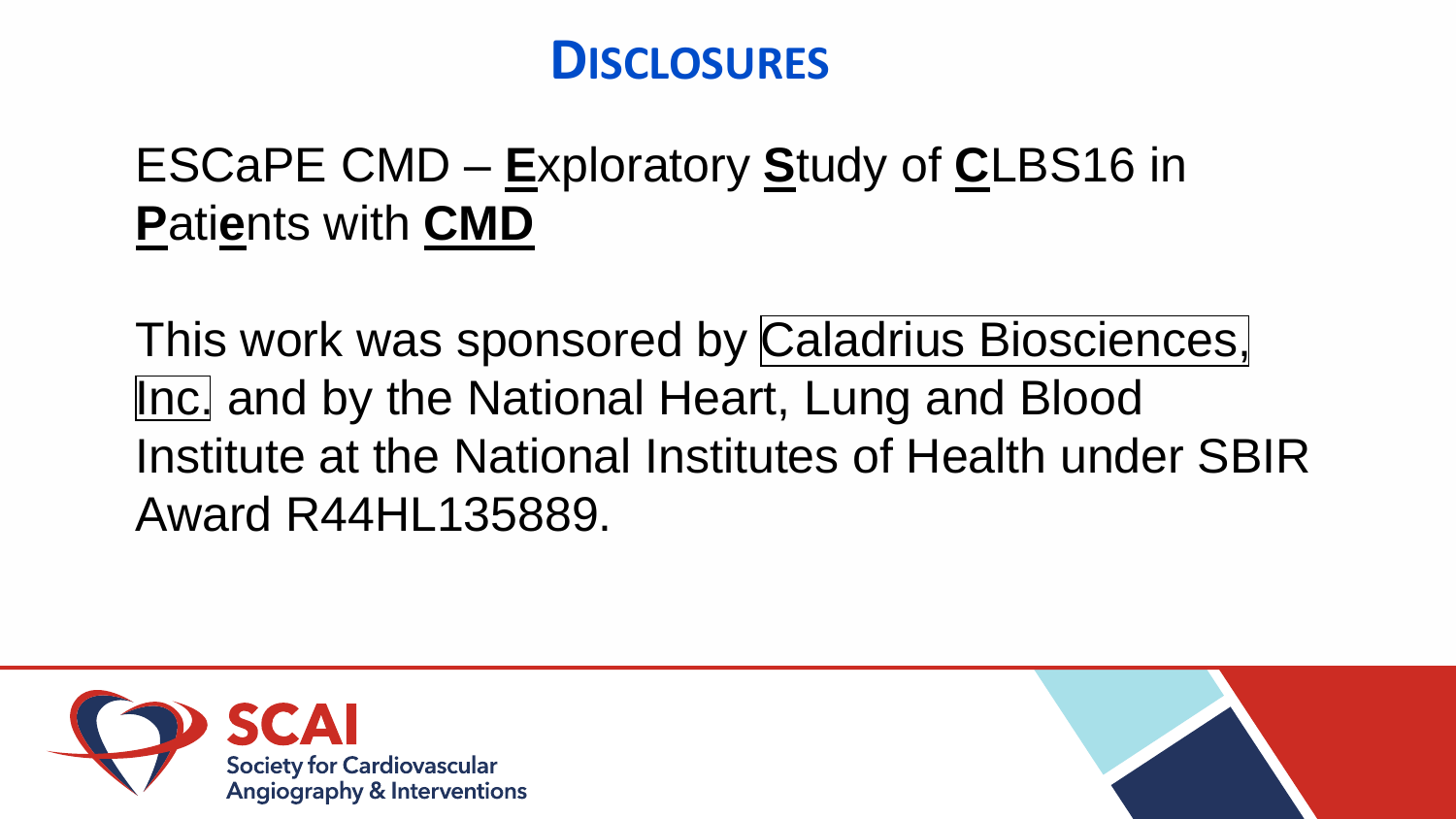# Disclosures

ESCaPE CMD – **E**xploratory **S**tudy of **C**LBS16 in **P**ati**e**nts with **CMD**

This work was sponsored by Caladrius Biosciences, Inc. and by the National Heart, Lung and Blood Institute at the National Institutes of Health under SBIR Award R44HL135889.

SCAI
Society for Cardiovascular Angiography & Interventions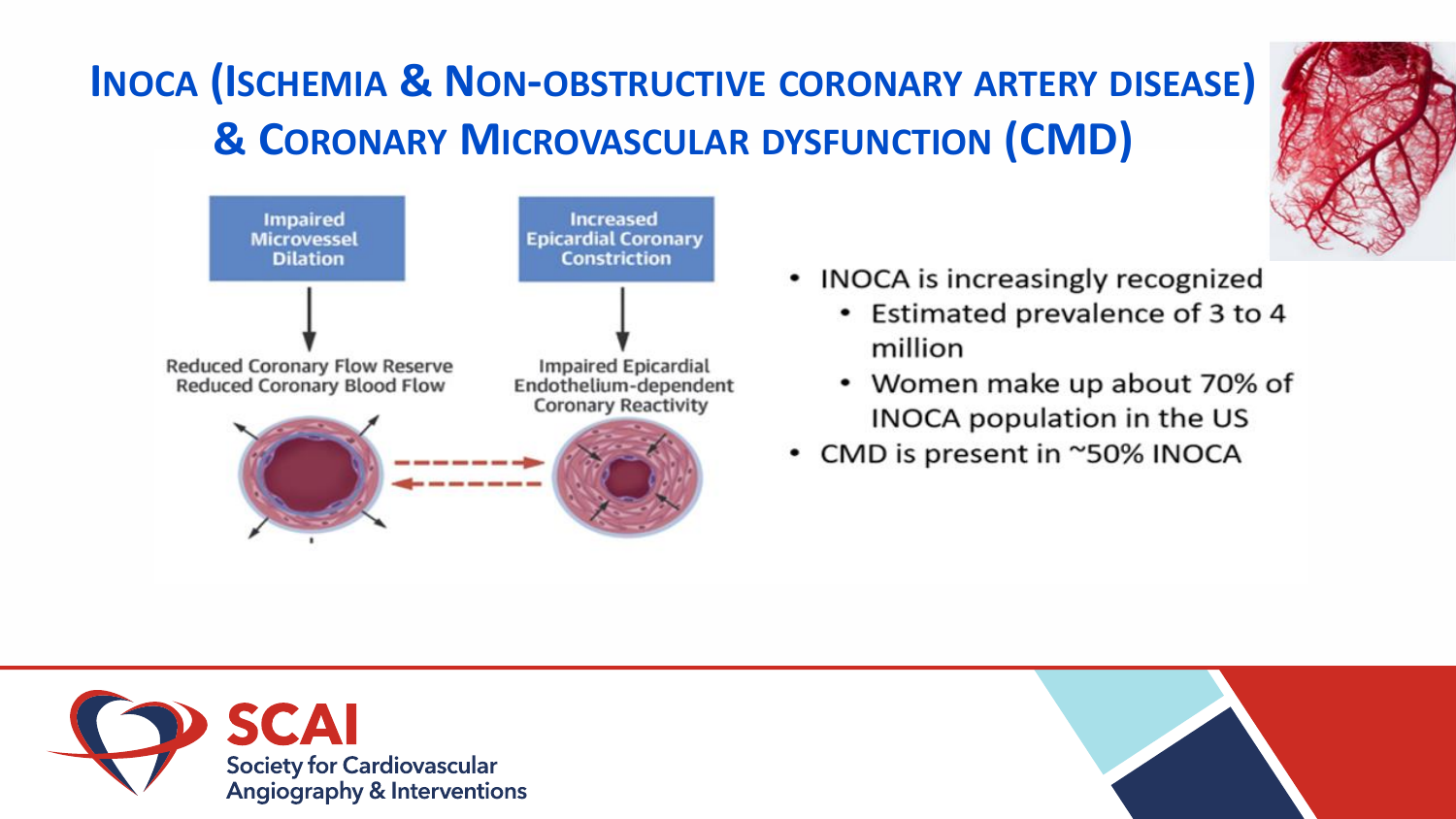# INOCA (Ischemia & Non-obstructive coronary artery disease) & Coronary Microvascular dysfunction (CMD)

Impaired Microvessel Dilation

Reduced Coronary Flow Reserve
Reduced Coronary Blood Flow

Increased Epicardial Coronary Constriction

Impaired Epicardial Endothelium-dependent Coronary Reactivity

- INOCA is increasingly recognized
  - Estimated prevalence of 3 to 4 million
  - Women make up about 70% of INOCA population in the US
- CMD is present in ~50% INOCA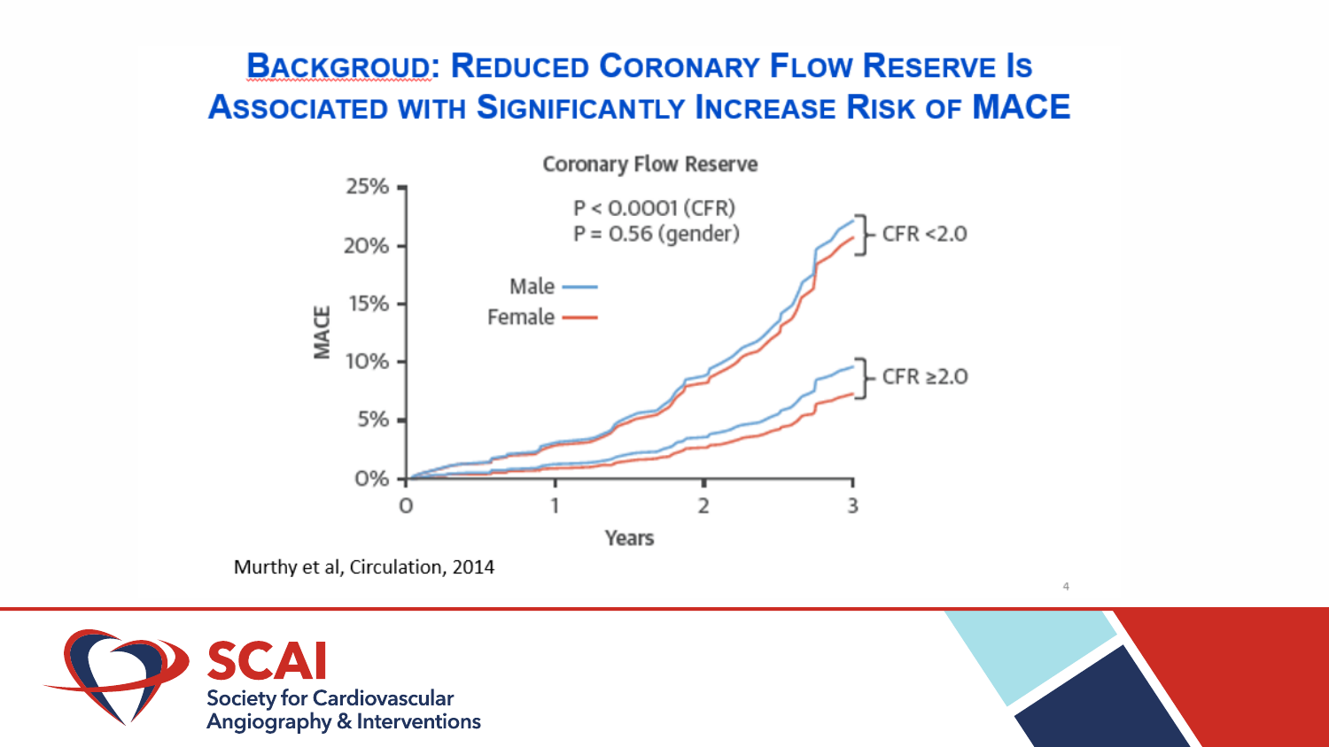# Backgroud: Reduced Coronary Flow Reserve Is Associated with Significantly Increase Risk of MACE

Coronary Flow Reserve

P < 0.0001 (CFR)
P = 0.56 (gender)

Male
Female

CFR <2.0
CFR ≥2.0

MACE: 0%, 5%, 10%, 15%, 20%, 25%

Years: 0, 1, 2, 3

Murthy et al, Circulation, 2014

SCAI
Society for Cardiovascular Angiography & Interventions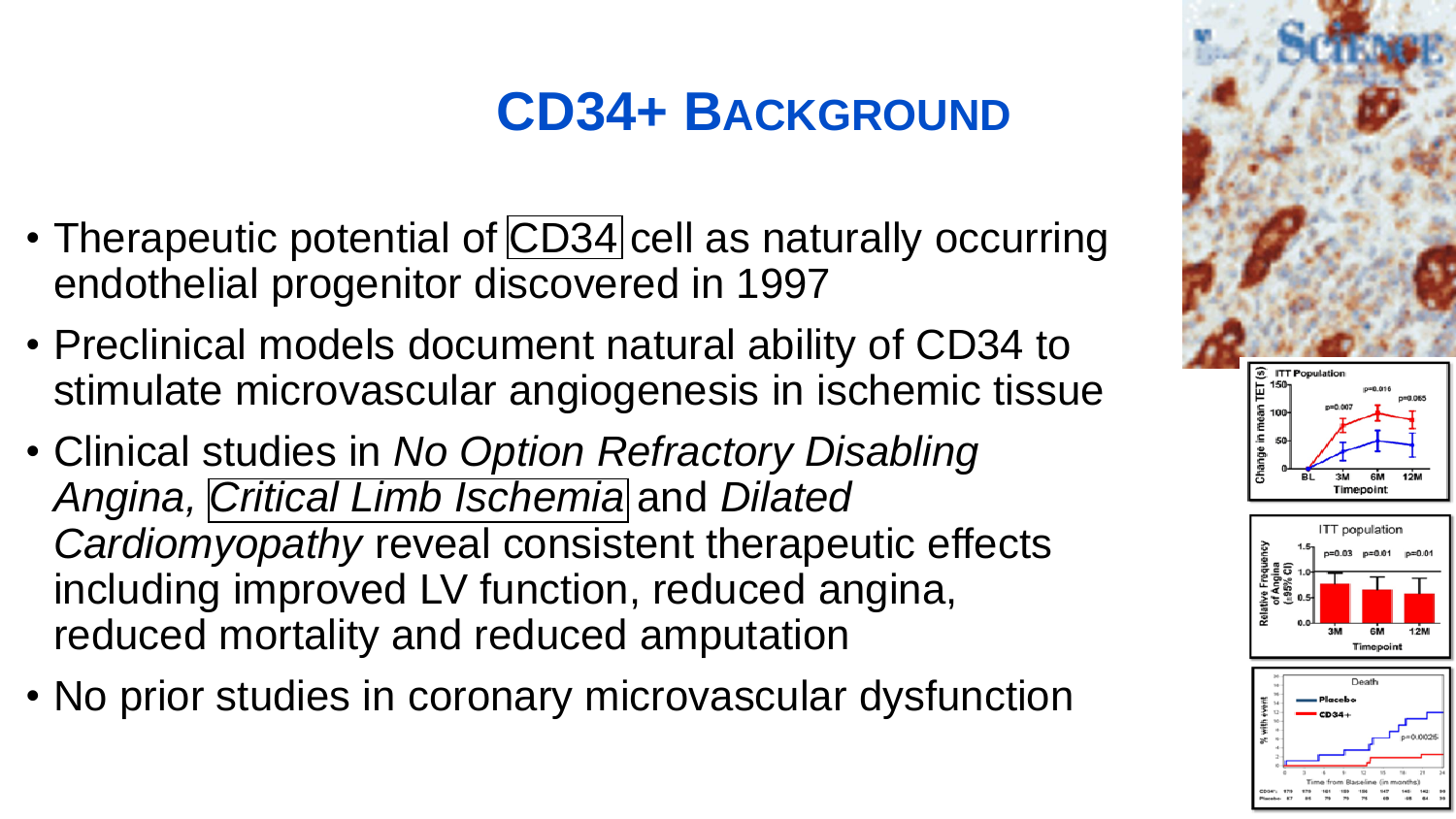# CD34+ BACKGROUND

- Therapeutic potential of CD34 cell as naturally occurring endothelial progenitor discovered in 1997
- Preclinical models document natural ability of CD34 to stimulate microvascular angiogenesis in ischemic tissue
- Clinical studies in *No Option Refractory Disabling Angina, Critical Limb Ischemia* and *Dilated Cardiomyopathy* reveal consistent therapeutic effects including improved LV function, reduced angina, reduced mortality and reduced amputation
- No prior studies in coronary microvascular dysfunction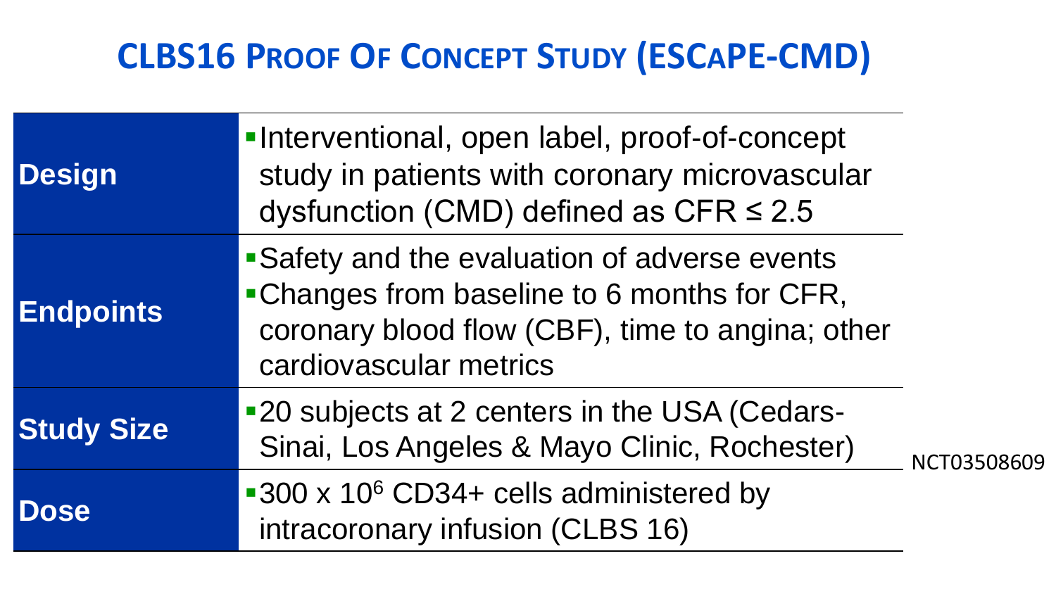# CLBS16 Proof Of Concept Study (ESCaPE-CMD)

| | |
|---|---|
| **Design** | ▪ Interventional, open label, proof-of-concept study in patients with coronary microvascular dysfunction (CMD) defined as CFR ≤ 2.5 |
| **Endpoints** | ▪ Safety and the evaluation of adverse events<br>▪ Changes from baseline to 6 months for CFR, coronary blood flow (CBF), time to angina; other cardiovascular metrics |
| **Study Size** | ▪ 20 subjects at 2 centers in the USA (Cedars-Sinai, Los Angeles & Mayo Clinic, Rochester) |
| **Dose** | ▪ $300 \times 10^6$ CD34+ cells administered by intracoronary infusion (CLBS 16) |

NCT03508609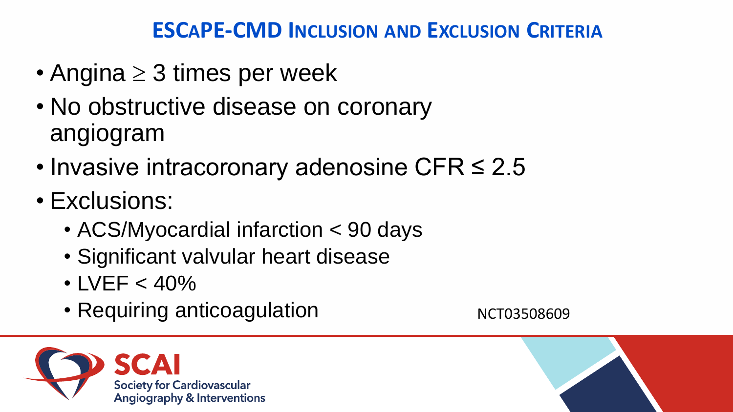## ESCAPE-CMD Inclusion and Exclusion Criteria

- Angina $\geq$ 3 times per week
- No obstructive disease on coronary angiogram
- Invasive intracoronary adenosine CFR $\leq$ 2.5
- Exclusions:
  - ACS/Myocardial infarction < 90 days
  - Significant valvular heart disease
  - LVEF < 40%
  - Requiring anticoagulation

NCT03508609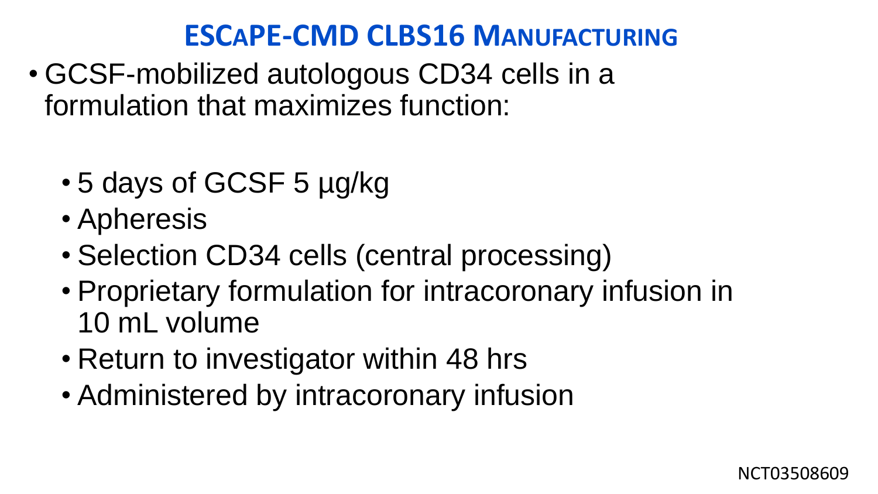# ESCaPE-CMD CLBS16 Manufacturing

- GCSF-mobilized autologous CD34 cells in a formulation that maximizes function:
  - 5 days of GCSF 5 µg/kg
  - Apheresis
  - Selection CD34 cells (central processing)
  - Proprietary formulation for intracoronary infusion in 10 mL volume
  - Return to investigator within 48 hrs
  - Administered by intracoronary infusion

NCT03508609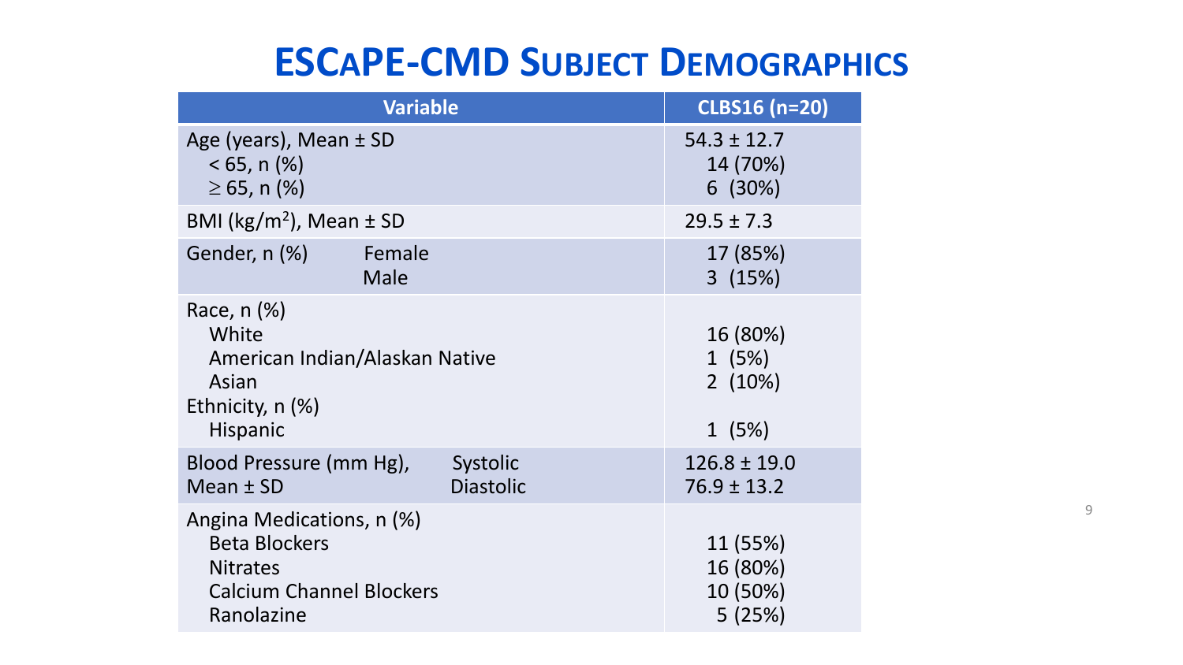# ESCAPE-CMD Subject Demographics

| Variable | CLBS16 (n=20) |
|---|---|
| Age (years), Mean ± SD | 54.3 ± 12.7 |
| < 65, n (%) | 14 (70%) |
| ≥ 65, n (%) | 6 (30%) |
| BMI ($kg/m^2$), Mean ± SD | 29.5 ± 7.3 |
| Gender, n (%) Female | 17 (85%) |
| Male | 3 (15%) |
| Race, n (%) | |
| White | 16 (80%) |
| American Indian/Alaskan Native | 1 (5%) |
| Asian | 2 (10%) |
| Ethnicity, n (%) | |
| Hispanic | 1 (5%) |
| Blood Pressure (mm Hg), Mean ± SD Systolic | 126.8 ± 19.0 |
| Diastolic | 76.9 ± 13.2 |
| Angina Medications, n (%) | |
| Beta Blockers | 11 (55%) |
| Nitrates | 16 (80%) |
| Calcium Channel Blockers | 10 (50%) |
| Ranolazine | 5 (25%) |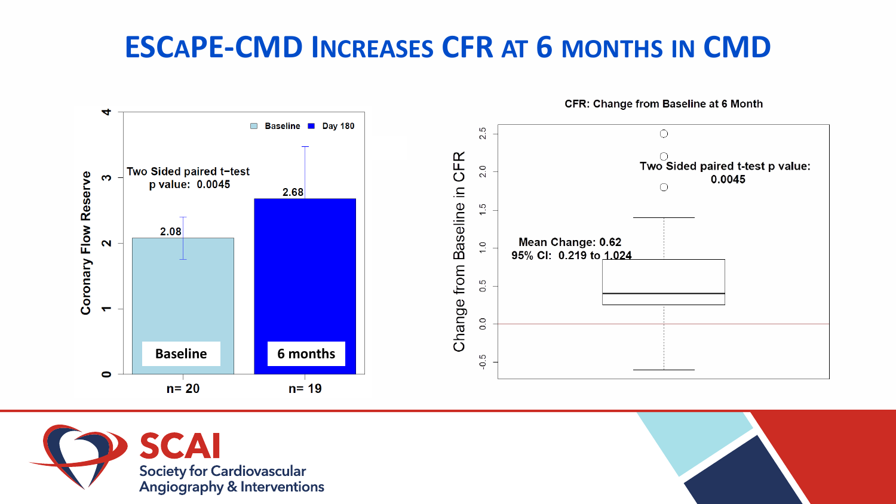# ESCaPE-CMD Increases CFR at 6 months in CMD

Two Sided paired t-test p value: 0.0045

| | Baseline | 6 months |
| --- | --- | --- |
| Coronary Flow Reserve | 2.08 | 2.68 |
| n | 20 | 19 |

**CFR: Change from Baseline at 6 Month**

Two Sided paired t-test p value: 0.0045

Mean Change: 0.62

95% CI: 0.219 to 1.024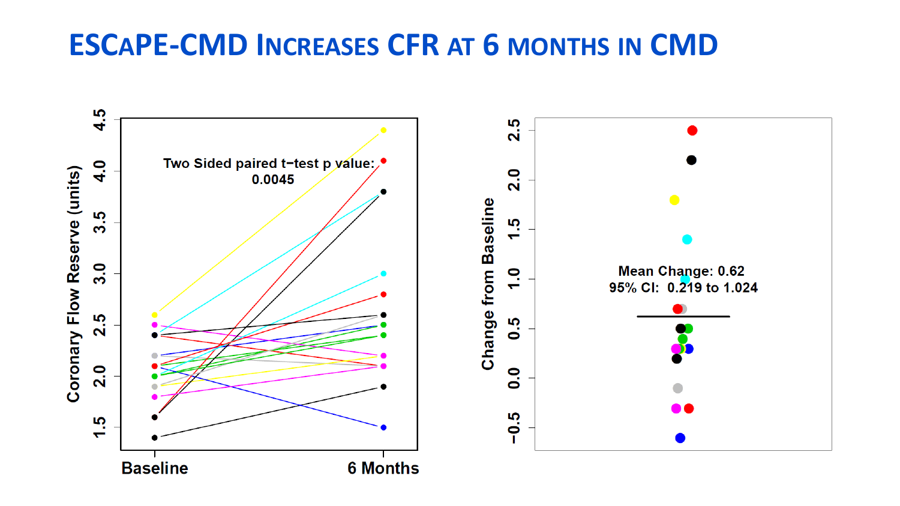# ESCaPE-CMD Increases CFR at 6 months in CMD

Two Sided paired t−test p value: 0.0045

Coronary Flow Reserve (units)

Baseline

6 Months

Change from Baseline

Mean Change: 0.62
95% CI: 0.219 to 1.024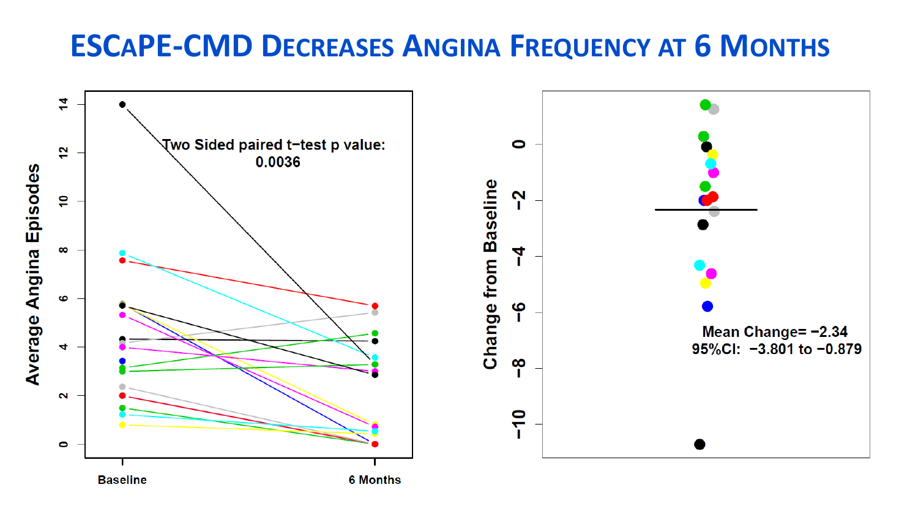# ESCaPE-CMD Decreases Angina Frequency at 6 Months

Two Sided paired t−test p value: 0.0036

Average Angina Episodes

Baseline

6 Months

Change from Baseline

Mean Change= −2.34

95%CI: −3.801 to −0.879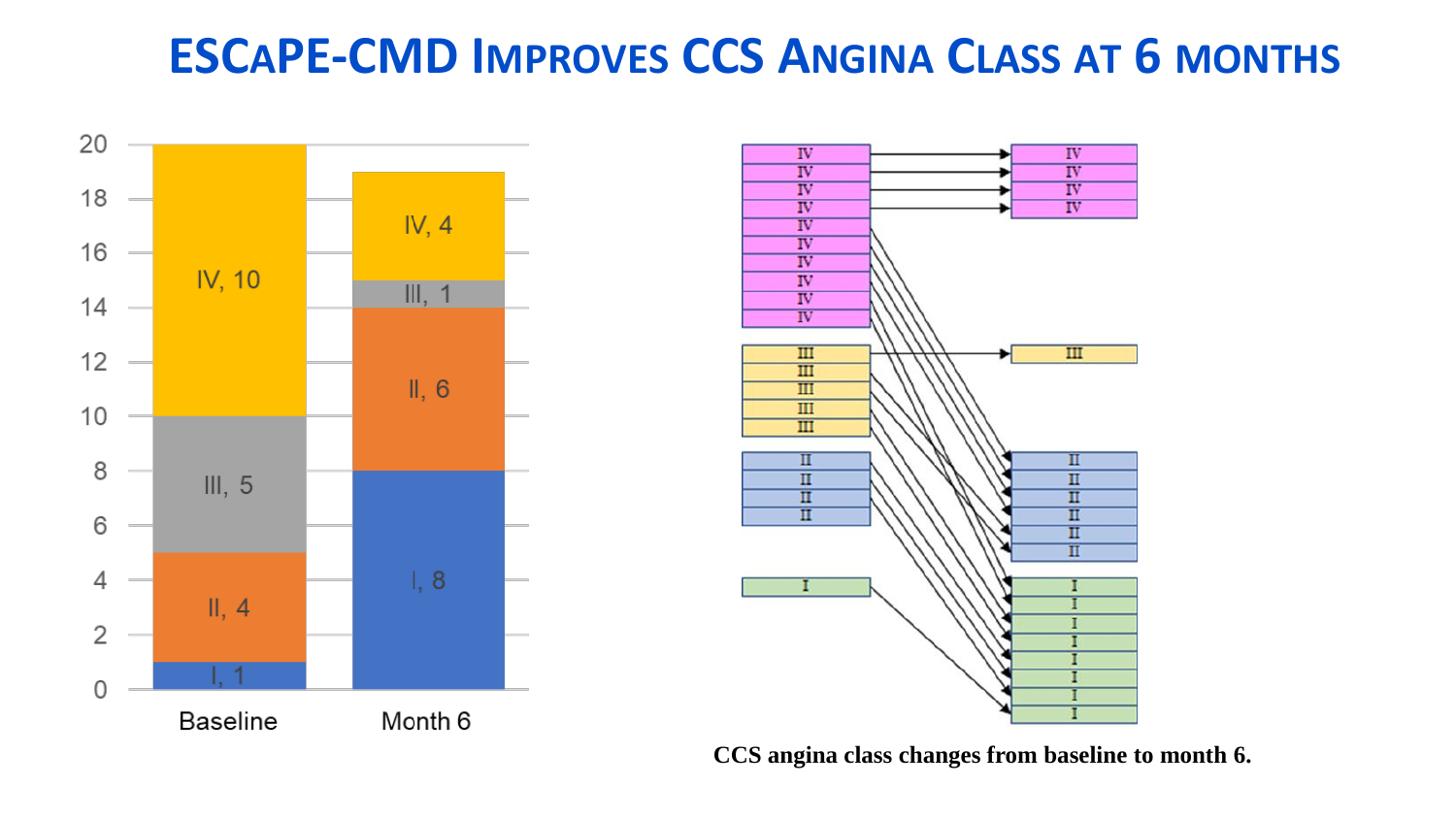# ESCAPE-CMD Improves CCS Angina Class at 6 months

| | Baseline | Month 6 |
|---|---|---|
| I | 1 | 8 |
| II | 4 | 6 |
| III | 5 | 1 |
| IV | 10 | 4 |

CCS angina class changes from baseline to month 6.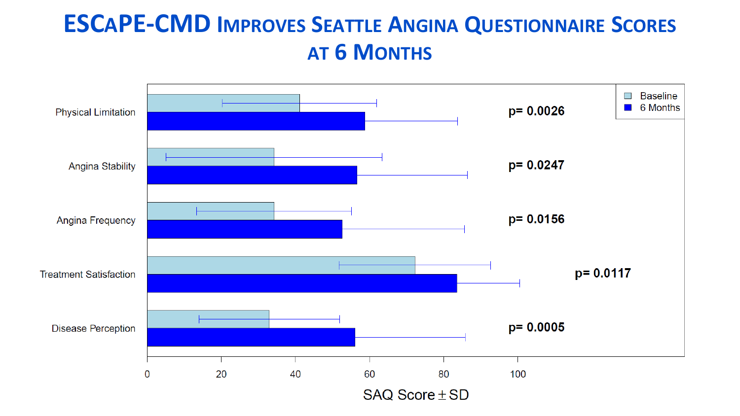# ESCaPE-CMD Improves Seattle Angina Questionnaire Scores at 6 Months

| | p |
|---|---|
| Physical Limitation | p= 0.0026 |
| Angina Stability | p= 0.0247 |
| Angina Frequency | p= 0.0156 |
| Treatment Satisfaction | p= 0.0117 |
| Disease Perception | p= 0.0005 |

Legend: Baseline; 6 Months

SAQ Score ± SD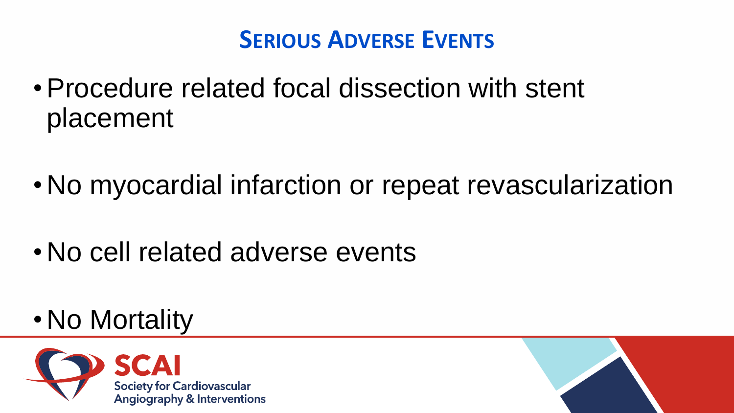## Serious Adverse Events

- Procedure related focal dissection with stent placement
- No myocardial infarction or repeat revascularization
- No cell related adverse events
- No Mortality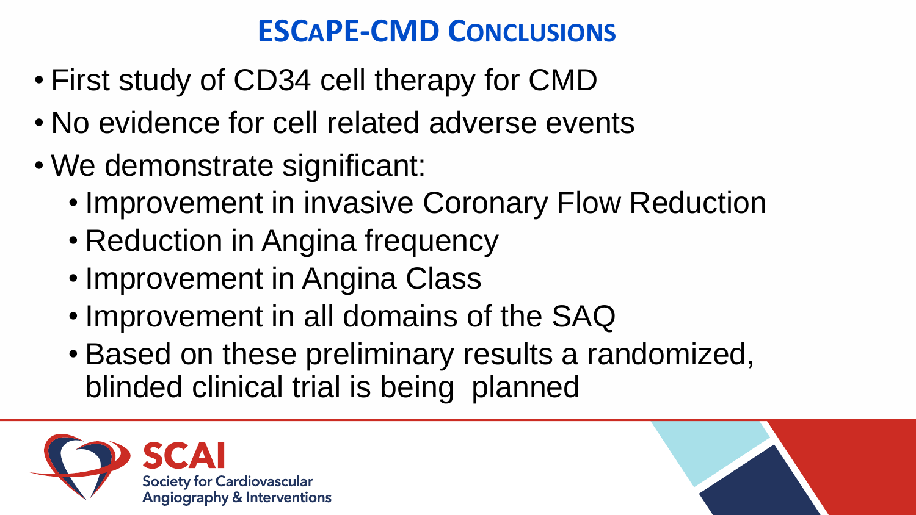# ESCAPE-CMD CONCLUSIONS

- First study of CD34 cell therapy for CMD
- No evidence for cell related adverse events
- We demonstrate significant:
  - Improvement in invasive Coronary Flow Reduction
  - Reduction in Angina frequency
  - Improvement in Angina Class
  - Improvement in all domains of the SAQ
  - Based on these preliminary results a randomized, blinded clinical trial is being planned

SCAI
Society for Cardiovascular Angiography & Interventions